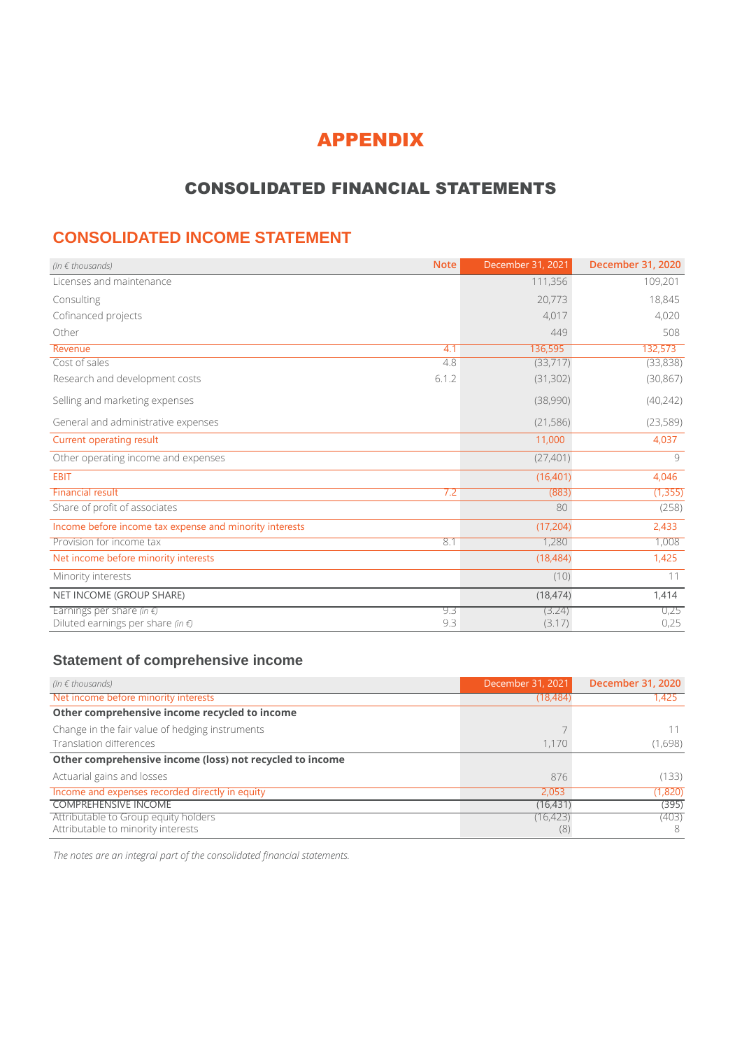# APPENDIX

## CONSOLIDATED FINANCIAL STATEMENTS

### CONSOLIDATED INCOME STATEMENT

| *(In € thousands)* | Note | December 31, 2021 | December 31, 2020 |
|---|---|---|---|
| Licenses and maintenance | | 111,356 | 109,201 |
| Consulting | | 20,773 | 18,845 |
| Cofinanced projects | | 4,017 | 4,020 |
| Other | | 449 | 508 |
| Revenue | 4.1 | 136,595 | 132,573 |
| Cost of sales | 4.8 | (33,717) | (33,838) |
| Research and development costs | 6.1.2 | (31,302) | (30,867) |
| Selling and marketing expenses | | (38,990) | (40,242) |
| General and administrative expenses | | (21,586) | (23,589) |
| Current operating result | | 11,000 | 4,037 |
| Other operating income and expenses | | (27,401) | 9 |
| EBIT | | (16,401) | 4,046 |
| Financial result | 7.2 | (883) | (1,355) |
| Share of profit of associates | | 80 | (258) |
| Income before income tax expense and minority interests | | (17,204) | 2,433 |
| Provision for income tax | 8.1 | 1,280 | 1,008 |
| Net income before minority interests | | (18,484) | 1,425 |
| Minority interests | | (10) | 11 |
| NET INCOME (GROUP SHARE) | | (18,474) | 1,414 |
| Earnings per share *(in €)* | 9.3 | (3.24) | 0,25 |
| Diluted earnings per share *(in €)* | 9.3 | (3.17) | 0,25 |

### Statement of comprehensive income

| *(In € thousands)* | December 31, 2021 | December 31, 2020 |
|---|---|---|
| Net income before minority interests | (18,484) | 1,425 |
| **Other comprehensive income recycled to income** | | |
| Change in the fair value of hedging instruments | 7 | 11 |
| Translation differences | 1,170 | (1,698) |
| **Other comprehensive income (loss) not recycled to income** | | |
| Actuarial gains and losses | 876 | (133) |
| Income and expenses recorded directly in equity | 2,053 | (1,820) |
| COMPREHENSIVE INCOME | (16,431) | (395) |
| Attributable to Group equity holders | (16,423) | (403) |
| Attributable to minority interests | (8) | 8 |

*The notes are an integral part of the consolidated financial statements.*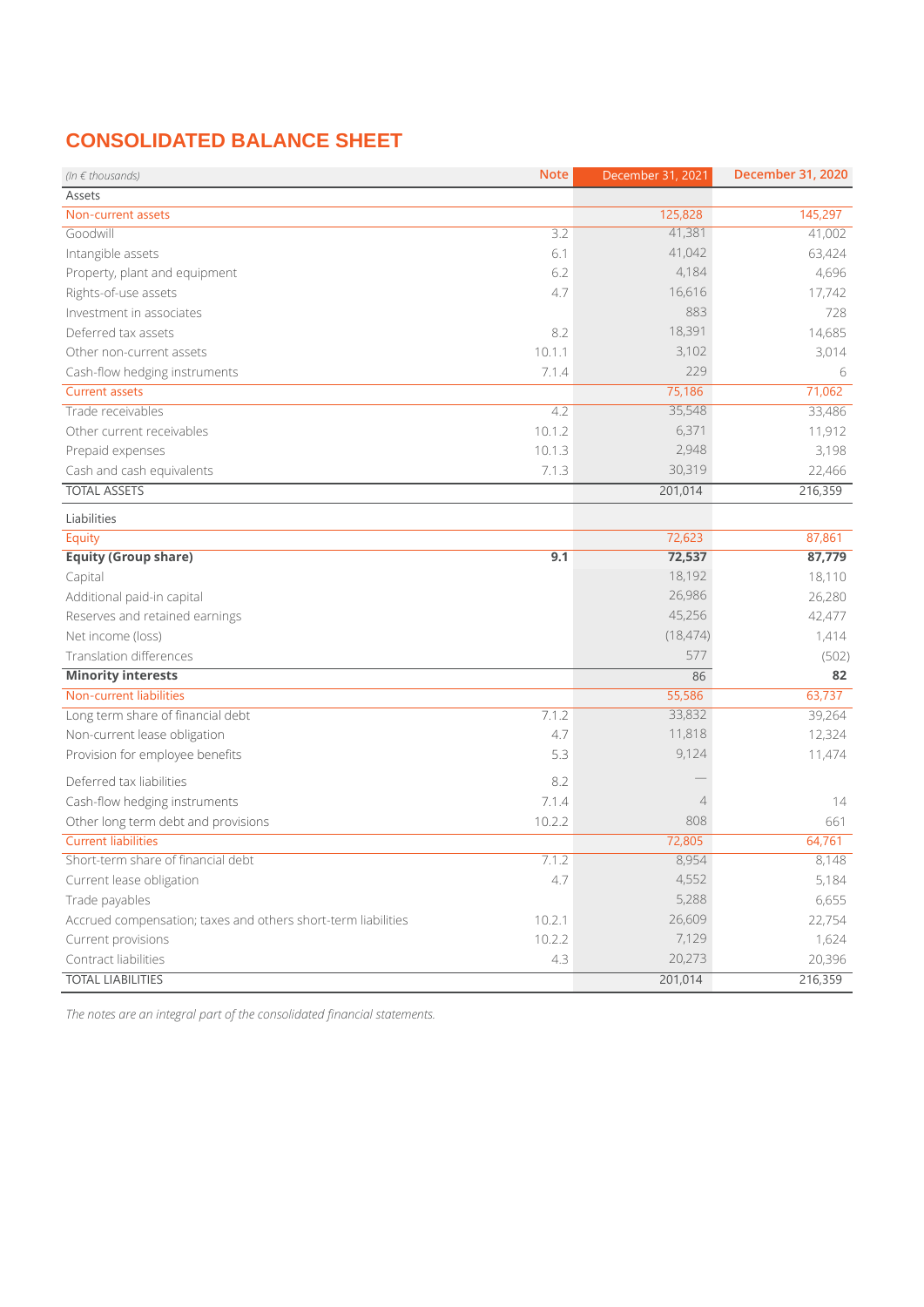# CONSOLIDATED BALANCE SHEET

| *(In € thousands)* | Note | December 31, 2021 | December 31, 2020 |
|---|---|---|---|
| Assets | | | |
| Non-current assets | | 125,828 | 145,297 |
| Goodwill | 3.2 | 41,381 | 41,002 |
| Intangible assets | 6.1 | 41,042 | 63,424 |
| Property, plant and equipment | 6.2 | 4,184 | 4,696 |
| Rights-of-use assets | 4.7 | 16,616 | 17,742 |
| Investment in associates | | 883 | 728 |
| Deferred tax assets | 8.2 | 18,391 | 14,685 |
| Other non-current assets | 10.1.1 | 3,102 | 3,014 |
| Cash-flow hedging instruments | 7.1.4 | 229 | 6 |
| Current assets | | 75,186 | 71,062 |
| Trade receivables | 4.2 | 35,548 | 33,486 |
| Other current receivables | 10.1.2 | 6,371 | 11,912 |
| Prepaid expenses | 10.1.3 | 2,948 | 3,198 |
| Cash and cash equivalents | 7.1.3 | 30,319 | 22,466 |
| TOTAL ASSETS | | 201,014 | 216,359 |
| Liabilities | | | |
| Equity | | 72,623 | 87,861 |
| **Equity (Group share)** | **9.1** | **72,537** | **87,779** |
| Capital | | 18,192 | 18,110 |
| Additional paid-in capital | | 26,986 | 26,280 |
| Reserves and retained earnings | | 45,256 | 42,477 |
| Net income (loss) | | (18,474) | 1,414 |
| Translation differences | | 577 | (502) |
| **Minority interests** | | 86 | **82** |
| Non-current liabilities | | 55,586 | 63,737 |
| Long term share of financial debt | 7.1.2 | 33,832 | 39,264 |
| Non-current lease obligation | 4.7 | 11,818 | 12,324 |
| Provision for employee benefits | 5.3 | 9,124 | 11,474 |
| Deferred tax liabilities | 8.2 | — | |
| Cash-flow hedging instruments | 7.1.4 | 4 | 14 |
| Other long term debt and provisions | 10.2.2 | 808 | 661 |
| Current liabilities | | 72,805 | 64,761 |
| Short-term share of financial debt | 7.1.2 | 8,954 | 8,148 |
| Current lease obligation | 4.7 | 4,552 | 5,184 |
| Trade payables | | 5,288 | 6,655 |
| Accrued compensation; taxes and others short-term liabilities | 10.2.1 | 26,609 | 22,754 |
| Current provisions | 10.2.2 | 7,129 | 1,624 |
| Contract liabilities | 4.3 | 20,273 | 20,396 |
| TOTAL LIABILITIES | | 201,014 | 216,359 |

*The notes are an integral part of the consolidated financial statements.*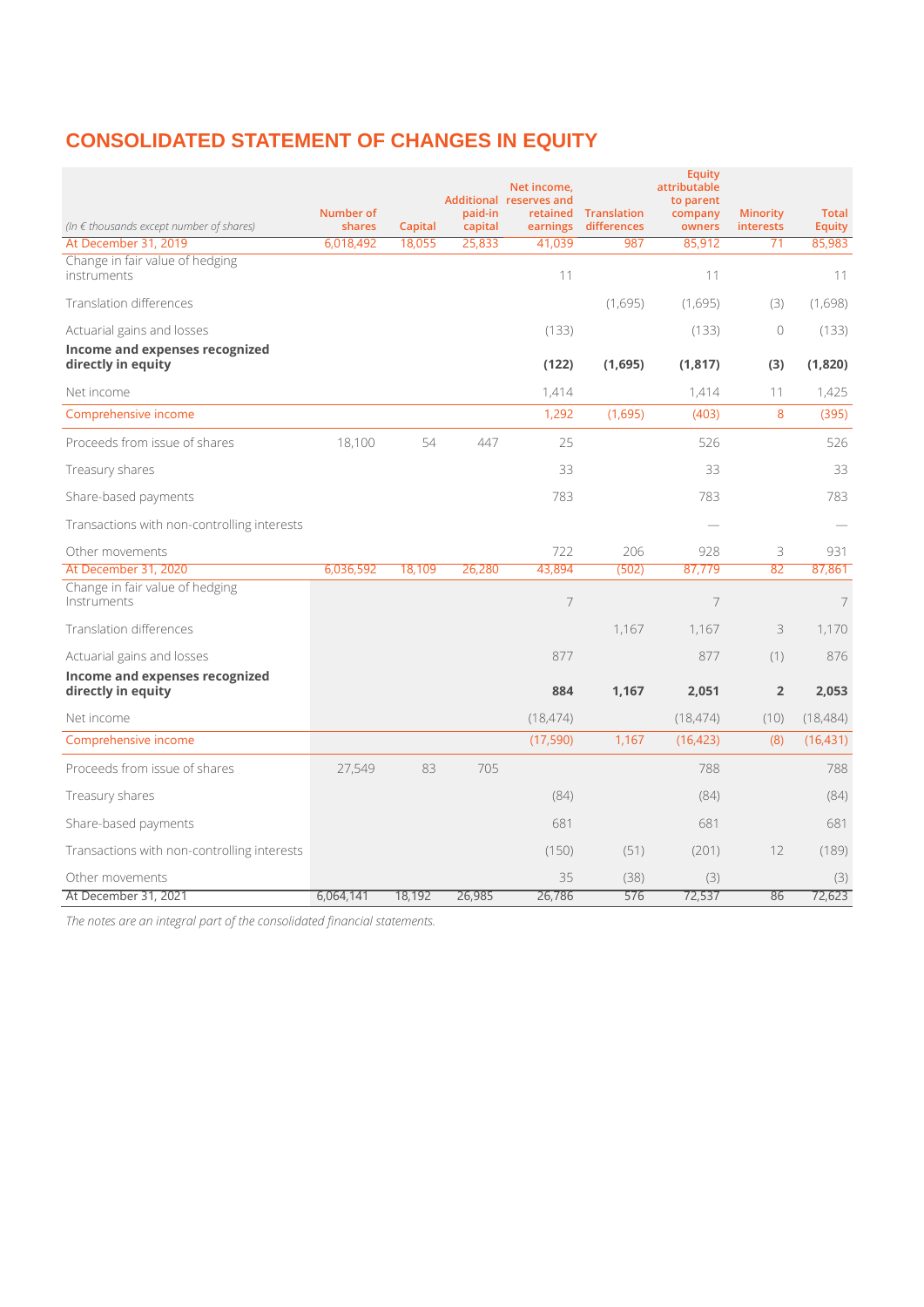# CONSOLIDATED STATEMENT OF CHANGES IN EQUITY

| *(In € thousands except number of shares)* | Number of shares | Capital | Additional paid-in capital | Net income, reserves and retained earnings | Translation differences | Equity attributable to parent company owners | Minority interests | Total Equity |
|---|---|---|---|---|---|---|---|---|
| At December 31, 2019 | 6,018,492 | 18,055 | 25,833 | 41,039 | 987 | 85,912 | 71 | 85,983 |
| Change in fair value of hedging instruments | | | | 11 | | 11 | | 11 |
| Translation differences | | | | | (1,695) | (1,695) | (3) | (1,698) |
| Actuarial gains and losses | | | | (133) | | (133) | 0 | (133) |
| **Income and expenses recognized directly in equity** | | | | **(122)** | **(1,695)** | **(1,817)** | **(3)** | **(1,820)** |
| Net income | | | | 1,414 | | 1,414 | 11 | 1,425 |
| Comprehensive income | | | | 1,292 | (1,695) | (403) | 8 | (395) |
| Proceeds from issue of shares | 18,100 | 54 | 447 | 25 | | 526 | | 526 |
| Treasury shares | | | | 33 | | 33 | | 33 |
| Share-based payments | | | | 783 | | 783 | | 783 |
| Transactions with non-controlling interests | | | | | | — | | — |
| Other movements | | | | 722 | 206 | 928 | 3 | 931 |
| At December 31, 2020 | 6,036,592 | 18,109 | 26,280 | 43,894 | (502) | 87,779 | 82 | 87,861 |
| Change in fair value of hedging Instruments | | | | 7 | | 7 | | 7 |
| Translation differences | | | | | 1,167 | 1,167 | 3 | 1,170 |
| Actuarial gains and losses | | | | 877 | | 877 | (1) | 876 |
| **Income and expenses recognized directly in equity** | | | | **884** | **1,167** | **2,051** | **2** | **2,053** |
| Net income | | | | (18,474) | | (18,474) | (10) | (18,484) |
| Comprehensive income | | | | (17,590) | 1,167 | (16,423) | (8) | (16,431) |
| Proceeds from issue of shares | 27,549 | 83 | 705 | | | 788 | | 788 |
| Treasury shares | | | | (84) | | (84) | | (84) |
| Share-based payments | | | | 681 | | 681 | | 681 |
| Transactions with non-controlling interests | | | | (150) | (51) | (201) | 12 | (189) |
| Other movements | | | | 35 | (38) | (3) | | (3) |
| At December 31, 2021 | 6,064,141 | 18,192 | 26,985 | 26,786 | 576 | 72,537 | 86 | 72,623 |

*The notes are an integral part of the consolidated financial statements.*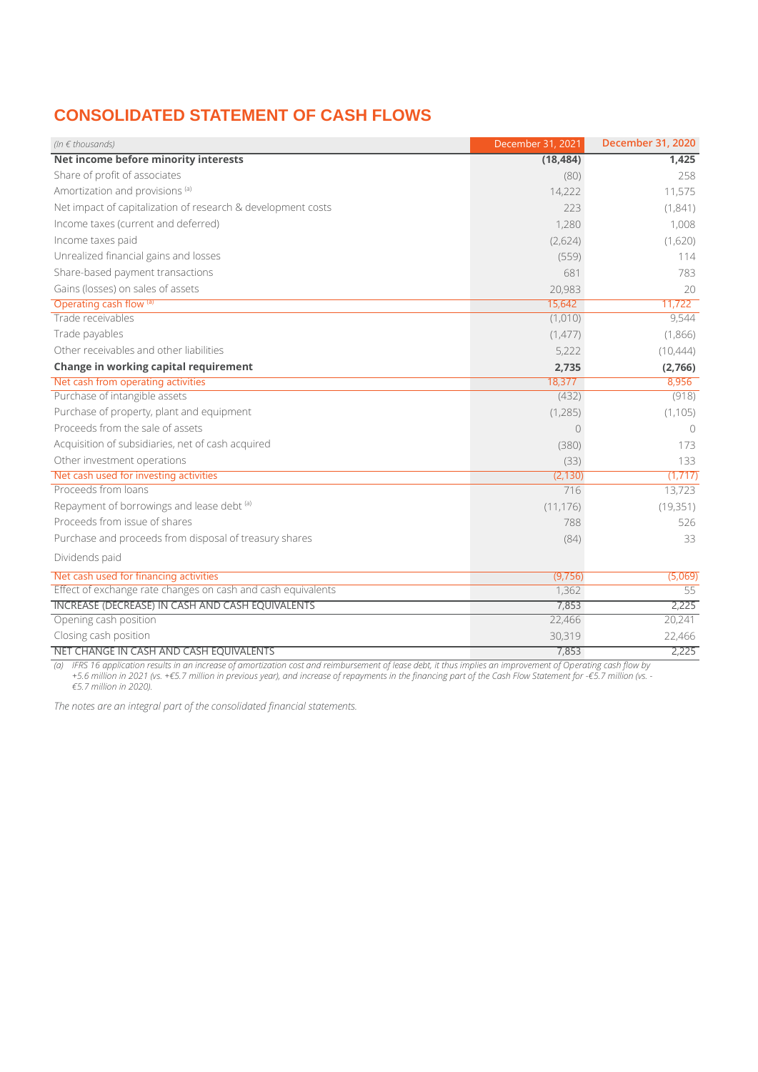# CONSOLIDATED STATEMENT OF CASH FLOWS

| *(In € thousands)* | December 31, 2021 | December 31, 2020 |
|---|---|---|
| **Net income before minority interests** | **(18,484)** | **1,425** |
| Share of profit of associates | (80) | 258 |
| Amortization and provisions [(a)] | 14,222 | 11,575 |
| Net impact of capitalization of research & development costs | 223 | (1,841) |
| Income taxes (current and deferred) | 1,280 | 1,008 |
| Income taxes paid | (2,624) | (1,620) |
| Unrealized financial gains and losses | (559) | 114 |
| Share-based payment transactions | 681 | 783 |
| Gains (losses) on sales of assets | 20,983 | 20 |
| Operating cash flow [(a)] | 15,642 | 11,722 |
| Trade receivables | (1,010) | 9,544 |
| Trade payables | (1,477) | (1,866) |
| Other receivables and other liabilities | 5,222 | (10,444) |
| **Change in working capital requirement** | **2,735** | **(2,766)** |
| Net cash from operating activities | 18,377 | 8,956 |
| Purchase of intangible assets | (432) | (918) |
| Purchase of property, plant and equipment | (1,285) | (1,105) |
| Proceeds from the sale of assets | 0 | 0 |
| Acquisition of subsidiaries, net of cash acquired | (380) | 173 |
| Other investment operations | (33) | 133 |
| Net cash used for investing activities | (2,130) | (1,717) |
| Proceeds from loans | 716 | 13,723 |
| Repayment of borrowings and lease debt [(a)] | (11,176) | (19,351) |
| Proceeds from issue of shares | 788 | 526 |
| Purchase and proceeds from disposal of treasury shares | (84) | 33 |
| Dividends paid | | |
| Net cash used for financing activities | (9,756) | (5,069) |
| Effect of exchange rate changes on cash and cash equivalents | 1,362 | 55 |
| INCREASE (DECREASE) IN CASH AND CASH EQUIVALENTS | 7,853 | 2,225 |
| Opening cash position | 22,466 | 20,241 |
| Closing cash position | 30,319 | 22,466 |
| NET CHANGE IN CASH AND CASH EQUIVALENTS | 7,853 | 2,225 |

*(a) IFRS 16 application results in an increase of amortization cost and reimbursement of lease debt, it thus implies an improvement of Operating cash flow by +5.6 million in 2021 (vs. +€5.7 million in previous year), and increase of repayments in the financing part of the Cash Flow Statement for -€5.7 million (vs. -€5.7 million in 2020).*

*The notes are an integral part of the consolidated financial statements.*